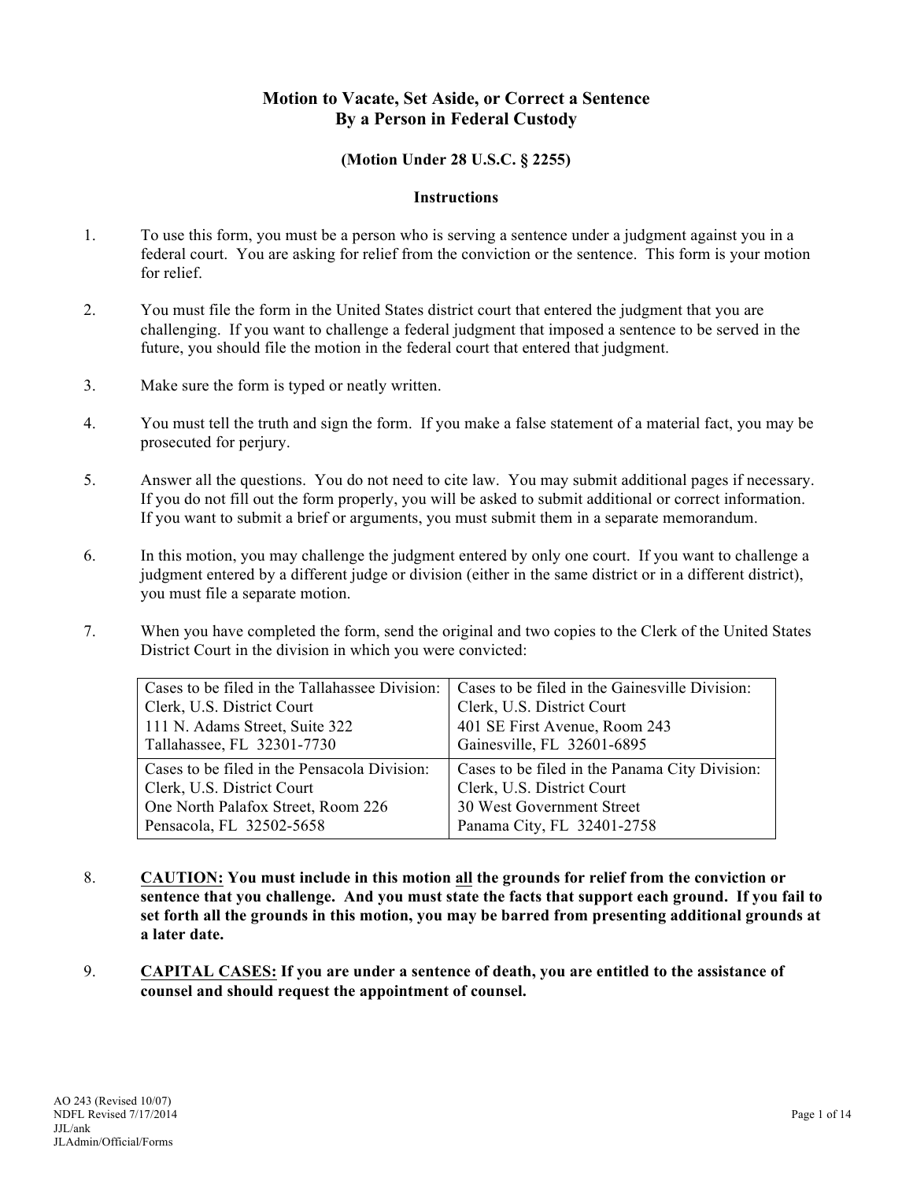# Motion to Vacate, Set Aside, or Correct a Sentence By a Person in Federal Custody

## (Motion Under 28 U.S.C. § 2255)

### Instructions

1. To use this form, you must be a person who is serving a sentence under a judgment against you in a federal court. You are asking for relief from the conviction or the sentence. This form is your motion for relief.

2. You must file the form in the United States district court that entered the judgment that you are challenging. If you want to challenge a federal judgment that imposed a sentence to be served in the future, you should file the motion in the federal court that entered that judgment.

3. Make sure the form is typed or neatly written.

4. You must tell the truth and sign the form. If you make a false statement of a material fact, you may be prosecuted for perjury.

5. Answer all the questions. You do not need to cite law. You may submit additional pages if necessary. If you do not fill out the form properly, you will be asked to submit additional or correct information. If you want to submit a brief or arguments, you must submit them in a separate memorandum.

6. In this motion, you may challenge the judgment entered by only one court. If you want to challenge a judgment entered by a different judge or division (either in the same district or in a different district), you must file a separate motion.

7. When you have completed the form, send the original and two copies to the Clerk of the United States District Court in the division in which you were convicted:

| Cases to be filed in the Tallahassee Division: Clerk, U.S. District Court 111 N. Adams Street, Suite 322 Tallahassee, FL 32301-7730 | Cases to be filed in the Gainesville Division: Clerk, U.S. District Court 401 SE First Avenue, Room 243 Gainesville, FL 32601-6895 |
|---|---|
| Cases to be filed in the Pensacola Division: Clerk, U.S. District Court One North Palafox Street, Room 226 Pensacola, FL 32502-5658 | Cases to be filed in the Panama City Division: Clerk, U.S. District Court 30 West Government Street Panama City, FL 32401-2758 |

8. **CAUTION: You must include in this motion all the grounds for relief from the conviction or sentence that you challenge. And you must state the facts that support each ground. If you fail to set forth all the grounds in this motion, you may be barred from presenting additional grounds at a later date.**

9. **CAPITAL CASES: If you are under a sentence of death, you are entitled to the assistance of counsel and should request the appointment of counsel.**

AO 243 (Revised 10/07)
NDFL Revised 7/17/2014
JJL/ank
JLAdmin/Official/Forms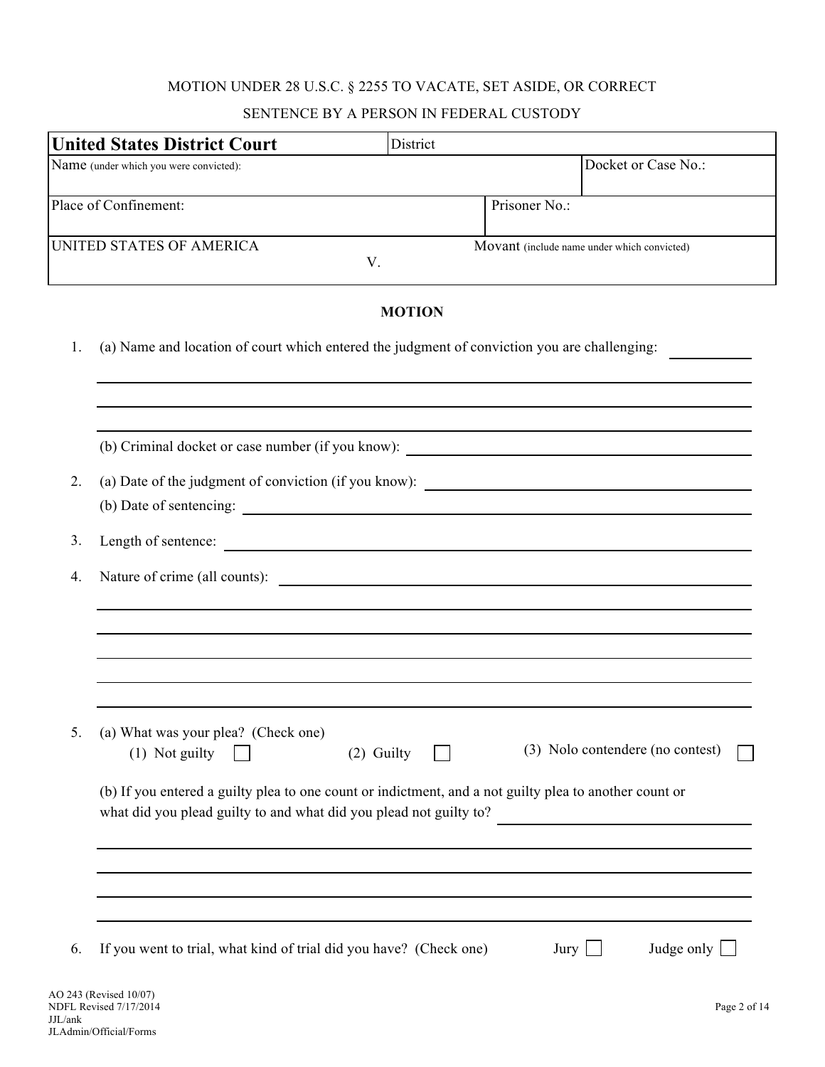MOTION UNDER 28 U.S.C. § 2255 TO VACATE, SET ASIDE, OR CORRECT

SENTENCE BY A PERSON IN FEDERAL CUSTODY

| **United States District Court** | District | |
|---|---|---|
| Name (under which you were convicted): | | Docket or Case No.: |
| Place of Confinement: | Prisoner No.: | |
| UNITED STATES OF AMERICA V. | Movant (include name under which convicted) | |

**MOTION**

1. (a) Name and location of court which entered the judgment of conviction you are challenging: ______________________________

   (b) Criminal docket or case number (if you know): ______________________________

2. (a) Date of the judgment of conviction (if you know): ______________________________

   (b) Date of sentencing: ______________________________

3. Length of sentence: ______________________________

4. Nature of crime (all counts): ______________________________

5. (a) What was your plea? (Check one)

   (1) Not guilty ☐ (2) Guilty ☐ (3) Nolo contendere (no contest) ☐

   (b) If you entered a guilty plea to one count or indictment, and a not guilty plea to another count or what did you plead guilty to and what did you plead not guilty to? ______________________________

6. If you went to trial, what kind of trial did you have? (Check one) Jury ☐ Judge only ☐

AO 243 (Revised 10/07)
NDFL Revised 7/17/2014
JJL/ank
JLAdmin/Official/Forms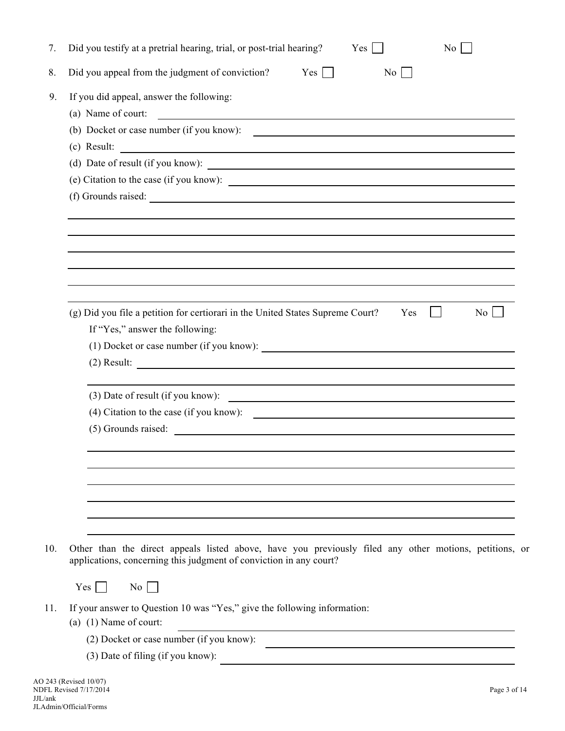7. Did you testify at a pretrial hearing, trial, or post-trial hearing? Yes ☐ No ☐

8. Did you appeal from the judgment of conviction? Yes ☐ No ☐

9. If you did appeal, answer the following:

   (a) Name of court: ____________________

   (b) Docket or case number (if you know): ____________________

   (c) Result: ____________________

   (d) Date of result (if you know): ____________________

   (e) Citation to the case (if you know): ____________________

   (f) Grounds raised: ____________________

   ____________________

   ____________________

   ____________________

   ____________________

   ____________________

   ____________________

   (g) Did you file a petition for certiorari in the United States Supreme Court? Yes ☐ No ☐

   If "Yes," answer the following:

   (1) Docket or case number (if you know): ____________________

   (2) Result: ____________________

   ____________________

   (3) Date of result (if you know): ____________________

   (4) Citation to the case (if you know): ____________________

   (5) Grounds raised: ____________________

   ____________________

   ____________________

   ____________________

   ____________________

   ____________________

   ____________________

10. Other than the direct appeals listed above, have you previously filed any other motions, petitions, or applications, concerning this judgment of conviction in any court?

    Yes ☐ No ☐

11. If your answer to Question 10 was "Yes," give the following information:

    (a) (1) Name of court: ____________________

    (2) Docket or case number (if you know): ____________________

    (3) Date of filing (if you know): ____________________

AO 243 (Revised 10/07)
NDFL Revised 7/17/2014
JJL/ank
JLAdmin/Official/Forms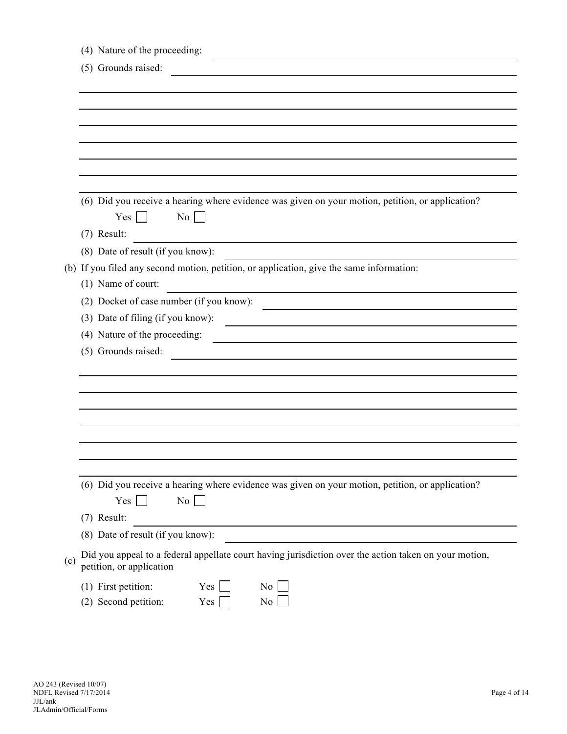(4) Nature of the proceeding: ______________________________

(5) Grounds raised: ______________________________

______________________________

______________________________

______________________________

______________________________

______________________________

______________________________

______________________________

(6) Did you receive a hearing where evidence was given on your motion, petition, or application?

Yes ☐ No ☐

(7) Result: ______________________________

(8) Date of result (if you know): ______________________________

(b) If you filed any second motion, petition, or application, give the same information:

(1) Name of court: ______________________________

(2) Docket of case number (if you know): ______________________________

(3) Date of filing (if you know): ______________________________

(4) Nature of the proceeding: ______________________________

(5) Grounds raised: ______________________________

______________________________

______________________________

______________________________

______________________________

______________________________

______________________________

______________________________

(6) Did you receive a hearing where evidence was given on your motion, petition, or application?

Yes ☐ No ☐

(7) Result: ______________________________

(8) Date of result (if you know): ______________________________

(c) Did you appeal to a federal appellate court having jurisdiction over the action taken on your motion, petition, or application

(1) First petition: Yes ☐ No ☐

(2) Second petition: Yes ☐ No ☐

AO 243 (Revised 10/07)
NDFL Revised 7/17/2014
JJL/ank
JLAdmin/Official/Forms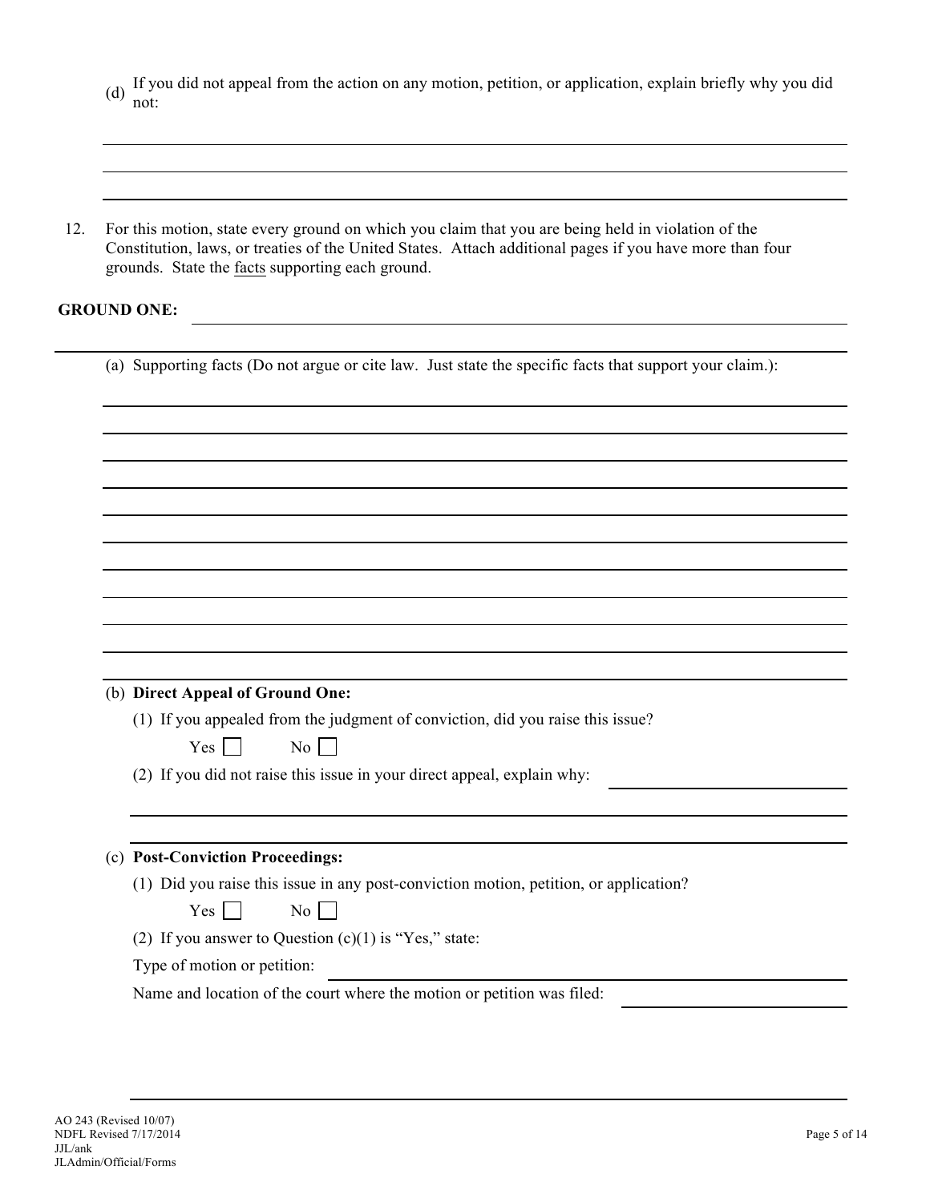(d) If you did not appeal from the action on any motion, petition, or application, explain briefly why you did not:

12. For this motion, state every ground on which you claim that you are being held in violation of the Constitution, laws, or treaties of the United States. Attach additional pages if you have more than four grounds. State the facts supporting each ground.

**GROUND ONE:**

(a) Supporting facts (Do not argue or cite law. Just state the specific facts that support your claim.):

(b) **Direct Appeal of Ground One:**

(1) If you appealed from the judgment of conviction, did you raise this issue?

Yes ☐ No ☐

(2) If you did not raise this issue in your direct appeal, explain why:

(c) **Post-Conviction Proceedings:**

(1) Did you raise this issue in any post-conviction motion, petition, or application?

Yes ☐ No ☐

(2) If you answer to Question (c)(1) is "Yes," state:

Type of motion or petition:

Name and location of the court where the motion or petition was filed:

AO 243 (Revised 10/07)
NDFL Revised 7/17/2014
JJL/ank
JLAdmin/Official/Forms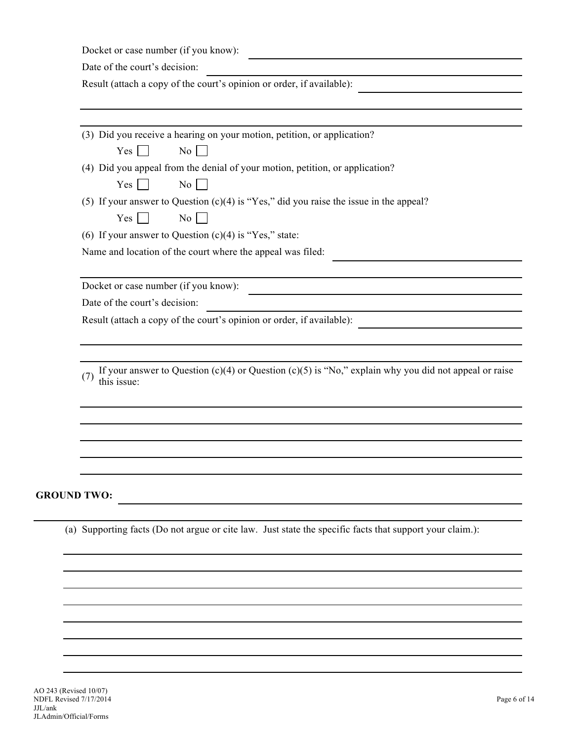Docket or case number (if you know): \_\_\_\_\_\_\_\_\_\_\_\_\_\_\_\_\_\_\_\_

Date of the court's decision: \_\_\_\_\_\_\_\_\_\_\_\_\_\_\_\_\_\_\_\_

Result (attach a copy of the court's opinion or order, if available): \_\_\_\_\_\_\_\_\_\_\_\_\_\_\_\_\_\_\_\_

(3) Did you receive a hearing on your motion, petition, or application?

Yes ☐ No ☐

(4) Did you appeal from the denial of your motion, petition, or application?

Yes ☐ No ☐

(5) If your answer to Question (c)(4) is "Yes," did you raise the issue in the appeal?

Yes ☐ No ☐

(6) If your answer to Question (c)(4) is "Yes," state:

Name and location of the court where the appeal was filed: \_\_\_\_\_\_\_\_\_\_\_\_\_\_\_\_\_\_\_\_

Docket or case number (if you know): \_\_\_\_\_\_\_\_\_\_\_\_\_\_\_\_\_\_\_\_

Date of the court's decision: \_\_\_\_\_\_\_\_\_\_\_\_\_\_\_\_\_\_\_\_

Result (attach a copy of the court's opinion or order, if available): \_\_\_\_\_\_\_\_\_\_\_\_\_\_\_\_\_\_\_\_

(7) If your answer to Question (c)(4) or Question (c)(5) is "No," explain why you did not appeal or raise this issue:

**GROUND TWO:** \_\_\_\_\_\_\_\_\_\_\_\_\_\_\_\_\_\_\_\_

(a) Supporting facts (Do not argue or cite law. Just state the specific facts that support your claim.):

AO 243 (Revised 10/07)
NDFL Revised 7/17/2014
JJL/ank
JLAdmin/Official/Forms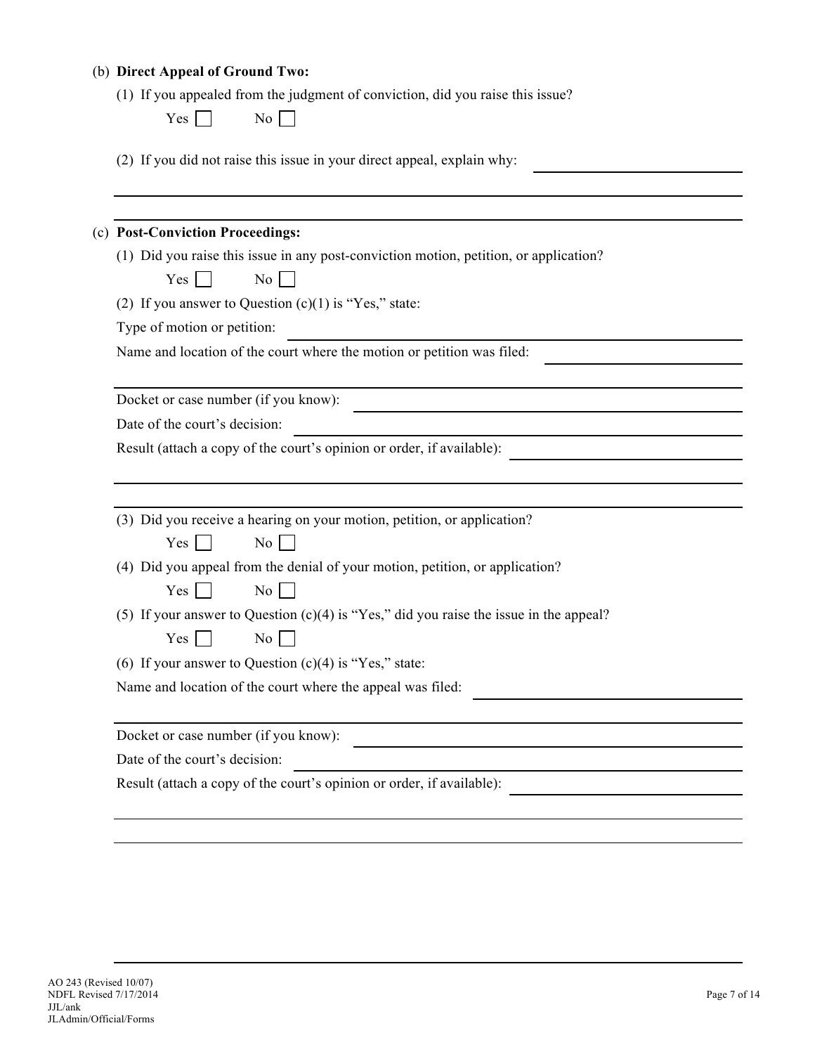(b) **Direct Appeal of Ground Two:**

(1) If you appealed from the judgment of conviction, did you raise this issue?

Yes ☐ No ☐

(2) If you did not raise this issue in your direct appeal, explain why: \_\_\_\_\_\_\_\_\_\_\_\_\_\_\_\_\_\_\_\_

\_\_\_\_\_\_\_\_\_\_\_\_\_\_\_\_\_\_\_\_\_\_\_\_\_\_\_\_\_\_\_\_\_\_\_\_\_\_\_\_\_\_\_\_\_\_\_\_

\_\_\_\_\_\_\_\_\_\_\_\_\_\_\_\_\_\_\_\_\_\_\_\_\_\_\_\_\_\_\_\_\_\_\_\_\_\_\_\_\_\_\_\_\_\_\_\_

(c) **Post-Conviction Proceedings:**

(1) Did you raise this issue in any post-conviction motion, petition, or application?

Yes ☐ No ☐

(2) If you answer to Question (c)(1) is "Yes," state:

Type of motion or petition: \_\_\_\_\_\_\_\_\_\_\_\_\_\_\_\_\_\_\_\_

Name and location of the court where the motion or petition was filed: \_\_\_\_\_\_\_\_\_\_\_\_\_\_\_\_\_\_\_\_

\_\_\_\_\_\_\_\_\_\_\_\_\_\_\_\_\_\_\_\_\_\_\_\_\_\_\_\_\_\_\_\_\_\_\_\_\_\_\_\_\_\_\_\_\_\_\_\_

Docket or case number (if you know): \_\_\_\_\_\_\_\_\_\_\_\_\_\_\_\_\_\_\_\_

Date of the court's decision: \_\_\_\_\_\_\_\_\_\_\_\_\_\_\_\_\_\_\_\_

Result (attach a copy of the court's opinion or order, if available): \_\_\_\_\_\_\_\_\_\_\_\_\_\_\_\_\_\_\_\_

\_\_\_\_\_\_\_\_\_\_\_\_\_\_\_\_\_\_\_\_\_\_\_\_\_\_\_\_\_\_\_\_\_\_\_\_\_\_\_\_\_\_\_\_\_\_\_\_

\_\_\_\_\_\_\_\_\_\_\_\_\_\_\_\_\_\_\_\_\_\_\_\_\_\_\_\_\_\_\_\_\_\_\_\_\_\_\_\_\_\_\_\_\_\_\_\_

(3) Did you receive a hearing on your motion, petition, or application?

Yes ☐ No ☐

(4) Did you appeal from the denial of your motion, petition, or application?

Yes ☐ No ☐

(5) If your answer to Question (c)(4) is "Yes," did you raise the issue in the appeal?

Yes ☐ No ☐

(6) If your answer to Question (c)(4) is "Yes," state:

Name and location of the court where the appeal was filed: \_\_\_\_\_\_\_\_\_\_\_\_\_\_\_\_\_\_\_\_

\_\_\_\_\_\_\_\_\_\_\_\_\_\_\_\_\_\_\_\_\_\_\_\_\_\_\_\_\_\_\_\_\_\_\_\_\_\_\_\_\_\_\_\_\_\_\_\_

Docket or case number (if you know): \_\_\_\_\_\_\_\_\_\_\_\_\_\_\_\_\_\_\_\_

Date of the court's decision: \_\_\_\_\_\_\_\_\_\_\_\_\_\_\_\_\_\_\_\_

Result (attach a copy of the court's opinion or order, if available): \_\_\_\_\_\_\_\_\_\_\_\_\_\_\_\_\_\_\_\_

\_\_\_\_\_\_\_\_\_\_\_\_\_\_\_\_\_\_\_\_\_\_\_\_\_\_\_\_\_\_\_\_\_\_\_\_\_\_\_\_\_\_\_\_\_\_\_\_

\_\_\_\_\_\_\_\_\_\_\_\_\_\_\_\_\_\_\_\_\_\_\_\_\_\_\_\_\_\_\_\_\_\_\_\_\_\_\_\_\_\_\_\_\_\_\_\_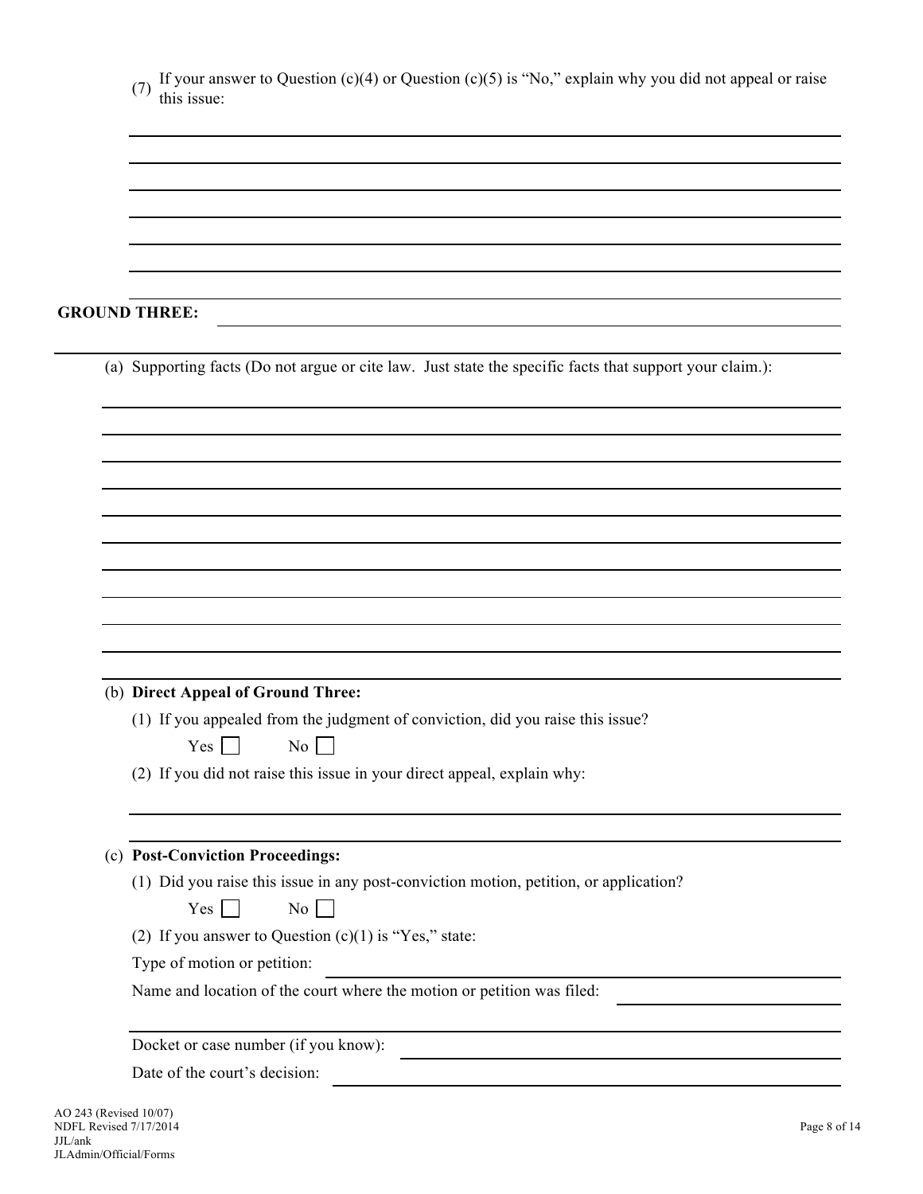(7) If your answer to Question (c)(4) or Question (c)(5) is "No," explain why you did not appeal or raise this issue:

______________________________________________________________________

______________________________________________________________________

______________________________________________________________________

______________________________________________________________________

______________________________________________________________________

______________________________________________________________________

**GROUND THREE:** ______________________________________________________________________

______________________________________________________________________

(a) Supporting facts (Do not argue or cite law. Just state the specific facts that support your claim.):

______________________________________________________________________

______________________________________________________________________

______________________________________________________________________

______________________________________________________________________

______________________________________________________________________

______________________________________________________________________

______________________________________________________________________

______________________________________________________________________

______________________________________________________________________

______________________________________________________________________

______________________________________________________________________

(b) **Direct Appeal of Ground Three:**

(1) If you appealed from the judgment of conviction, did you raise this issue?

Yes ☐ No ☐

(2) If you did not raise this issue in your direct appeal, explain why:

______________________________________________________________________

______________________________________________________________________

(c) **Post-Conviction Proceedings:**

(1) Did you raise this issue in any post-conviction motion, petition, or application?

Yes ☐ No ☐

(2) If you answer to Question (c)(1) is "Yes," state:

Type of motion or petition: ______________________________________________________________________

Name and location of the court where the motion or petition was filed: ______________________________

______________________________________________________________________

Docket or case number (if you know): ______________________________________________________________________

Date of the court's decision: ______________________________________________________________________

AO 243 (Revised 10/07)
NDFL Revised 7/17/2014
JJL/ank
JLAdmin/Official/Forms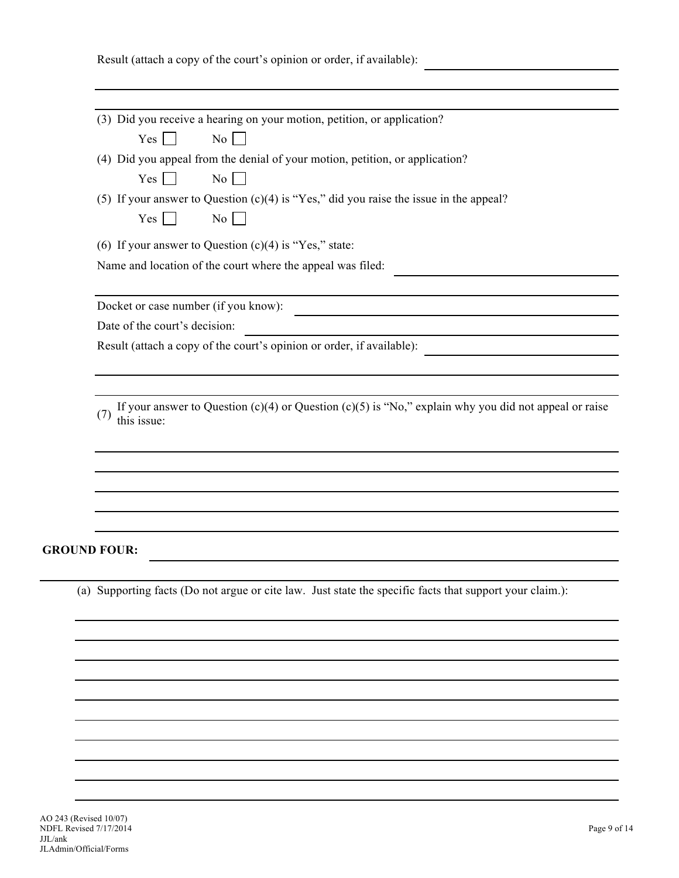Result (attach a copy of the court's opinion or order, if available): ______________________

______________________________________________________________________

______________________________________________________________________

(3) Did you receive a hearing on your motion, petition, or application?

Yes ☐ No ☐

(4) Did you appeal from the denial of your motion, petition, or application?

Yes ☐ No ☐

(5) If your answer to Question (c)(4) is "Yes," did you raise the issue in the appeal?

Yes ☐ No ☐

(6) If your answer to Question (c)(4) is "Yes," state:

Name and location of the court where the appeal was filed: ______________________

______________________________________________________________________

Docket or case number (if you know): ______________________

Date of the court's decision: ______________________

Result (attach a copy of the court's opinion or order, if available): ______________________

______________________________________________________________________

______________________________________________________________________

(7) If your answer to Question (c)(4) or Question (c)(5) is "No," explain why you did not appeal or raise this issue:

______________________________________________________________________

______________________________________________________________________

______________________________________________________________________

______________________________________________________________________

______________________________________________________________________

**GROUND FOUR:** ______________________________________________________________________

______________________________________________________________________

(a) Supporting facts (Do not argue or cite law. Just state the specific facts that support your claim.):

______________________________________________________________________

______________________________________________________________________

______________________________________________________________________

______________________________________________________________________

______________________________________________________________________

______________________________________________________________________

______________________________________________________________________

______________________________________________________________________

______________________________________________________________________

______________________________________________________________________

AO 243 (Revised 10/07)
NDFL Revised 7/17/2014
JJL/ank
JLAdmin/Official/Forms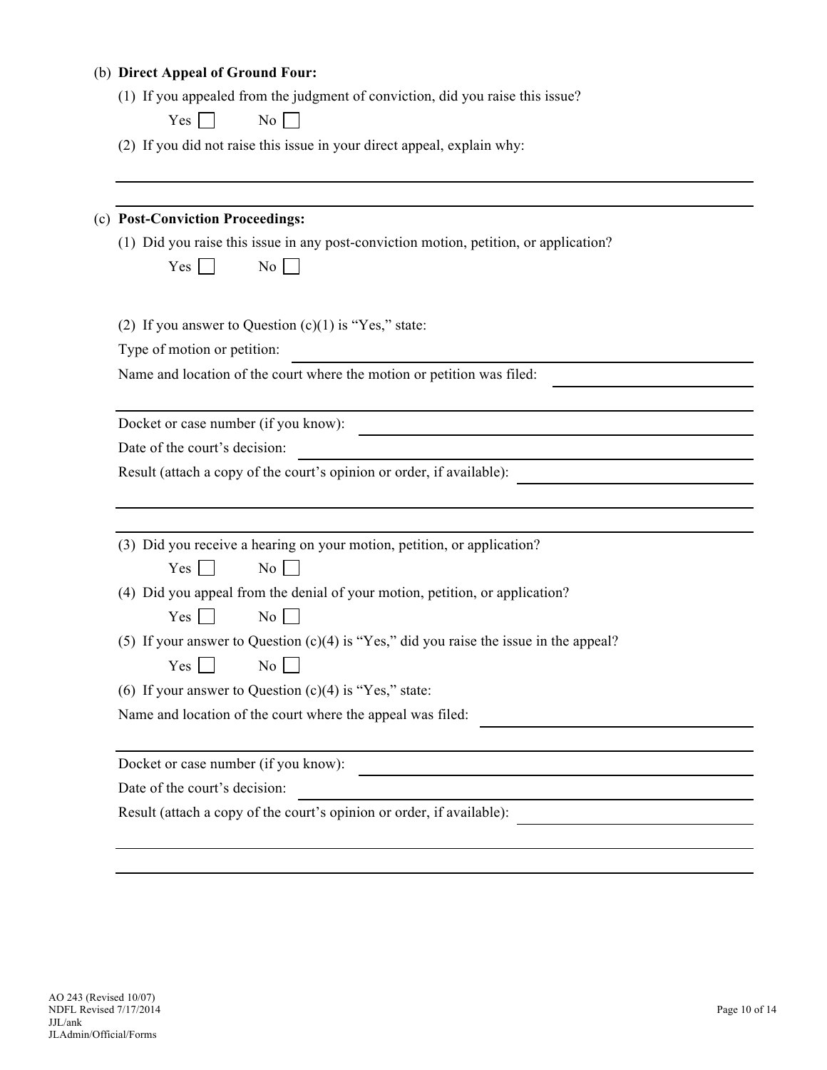(b) **Direct Appeal of Ground Four:**

(1) If you appealed from the judgment of conviction, did you raise this issue?

Yes ☐ No ☐

(2) If you did not raise this issue in your direct appeal, explain why:

\_\_\_\_\_\_\_\_\_\_\_\_\_\_\_\_\_\_\_\_\_\_\_\_\_\_\_\_\_\_\_\_\_\_\_\_\_\_\_\_\_\_\_\_\_\_\_\_\_\_\_\_\_\_\_\_\_\_\_\_

\_\_\_\_\_\_\_\_\_\_\_\_\_\_\_\_\_\_\_\_\_\_\_\_\_\_\_\_\_\_\_\_\_\_\_\_\_\_\_\_\_\_\_\_\_\_\_\_\_\_\_\_\_\_\_\_\_\_\_\_

(c) **Post-Conviction Proceedings:**

(1) Did you raise this issue in any post-conviction motion, petition, or application?

Yes ☐ No ☐

(2) If you answer to Question (c)(1) is "Yes," state:

Type of motion or petition: \_\_\_\_\_\_\_\_\_\_\_\_\_\_\_\_\_\_\_\_\_\_\_\_\_\_\_\_\_\_\_\_\_\_\_\_\_\_\_\_

Name and location of the court where the motion or petition was filed: \_\_\_\_\_\_\_\_\_\_\_\_\_\_\_\_\_\_\_\_

\_\_\_\_\_\_\_\_\_\_\_\_\_\_\_\_\_\_\_\_\_\_\_\_\_\_\_\_\_\_\_\_\_\_\_\_\_\_\_\_\_\_\_\_\_\_\_\_\_\_\_\_\_\_\_\_\_\_\_\_

Docket or case number (if you know): \_\_\_\_\_\_\_\_\_\_\_\_\_\_\_\_\_\_\_\_\_\_\_\_\_\_\_\_\_\_\_\_\_\_\_\_

Date of the court's decision: \_\_\_\_\_\_\_\_\_\_\_\_\_\_\_\_\_\_\_\_\_\_\_\_\_\_\_\_\_\_\_\_\_\_\_\_\_\_\_\_

Result (attach a copy of the court's opinion or order, if available): \_\_\_\_\_\_\_\_\_\_\_\_\_\_\_\_\_\_\_\_

\_\_\_\_\_\_\_\_\_\_\_\_\_\_\_\_\_\_\_\_\_\_\_\_\_\_\_\_\_\_\_\_\_\_\_\_\_\_\_\_\_\_\_\_\_\_\_\_\_\_\_\_\_\_\_\_\_\_\_\_

\_\_\_\_\_\_\_\_\_\_\_\_\_\_\_\_\_\_\_\_\_\_\_\_\_\_\_\_\_\_\_\_\_\_\_\_\_\_\_\_\_\_\_\_\_\_\_\_\_\_\_\_\_\_\_\_\_\_\_\_

(3) Did you receive a hearing on your motion, petition, or application?

Yes ☐ No ☐

(4) Did you appeal from the denial of your motion, petition, or application?

Yes ☐ No ☐

(5) If your answer to Question (c)(4) is "Yes," did you raise the issue in the appeal?

Yes ☐ No ☐

(6) If your answer to Question (c)(4) is "Yes," state:

Name and location of the court where the appeal was filed: \_\_\_\_\_\_\_\_\_\_\_\_\_\_\_\_\_\_\_\_\_\_\_\_

\_\_\_\_\_\_\_\_\_\_\_\_\_\_\_\_\_\_\_\_\_\_\_\_\_\_\_\_\_\_\_\_\_\_\_\_\_\_\_\_\_\_\_\_\_\_\_\_\_\_\_\_\_\_\_\_\_\_\_\_

Docket or case number (if you know): \_\_\_\_\_\_\_\_\_\_\_\_\_\_\_\_\_\_\_\_\_\_\_\_\_\_\_\_\_\_\_\_\_\_\_\_

Date of the court's decision: \_\_\_\_\_\_\_\_\_\_\_\_\_\_\_\_\_\_\_\_\_\_\_\_\_\_\_\_\_\_\_\_\_\_\_\_\_\_\_\_

Result (attach a copy of the court's opinion or order, if available): \_\_\_\_\_\_\_\_\_\_\_\_\_\_\_\_\_\_\_\_

\_\_\_\_\_\_\_\_\_\_\_\_\_\_\_\_\_\_\_\_\_\_\_\_\_\_\_\_\_\_\_\_\_\_\_\_\_\_\_\_\_\_\_\_\_\_\_\_\_\_\_\_\_\_\_\_\_\_\_\_

\_\_\_\_\_\_\_\_\_\_\_\_\_\_\_\_\_\_\_\_\_\_\_\_\_\_\_\_\_\_\_\_\_\_\_\_\_\_\_\_\_\_\_\_\_\_\_\_\_\_\_\_\_\_\_\_\_\_\_\_

AO 243 (Revised 10/07)
NDFL Revised 7/17/2014
JJL/ank
JLAdmin/Official/Forms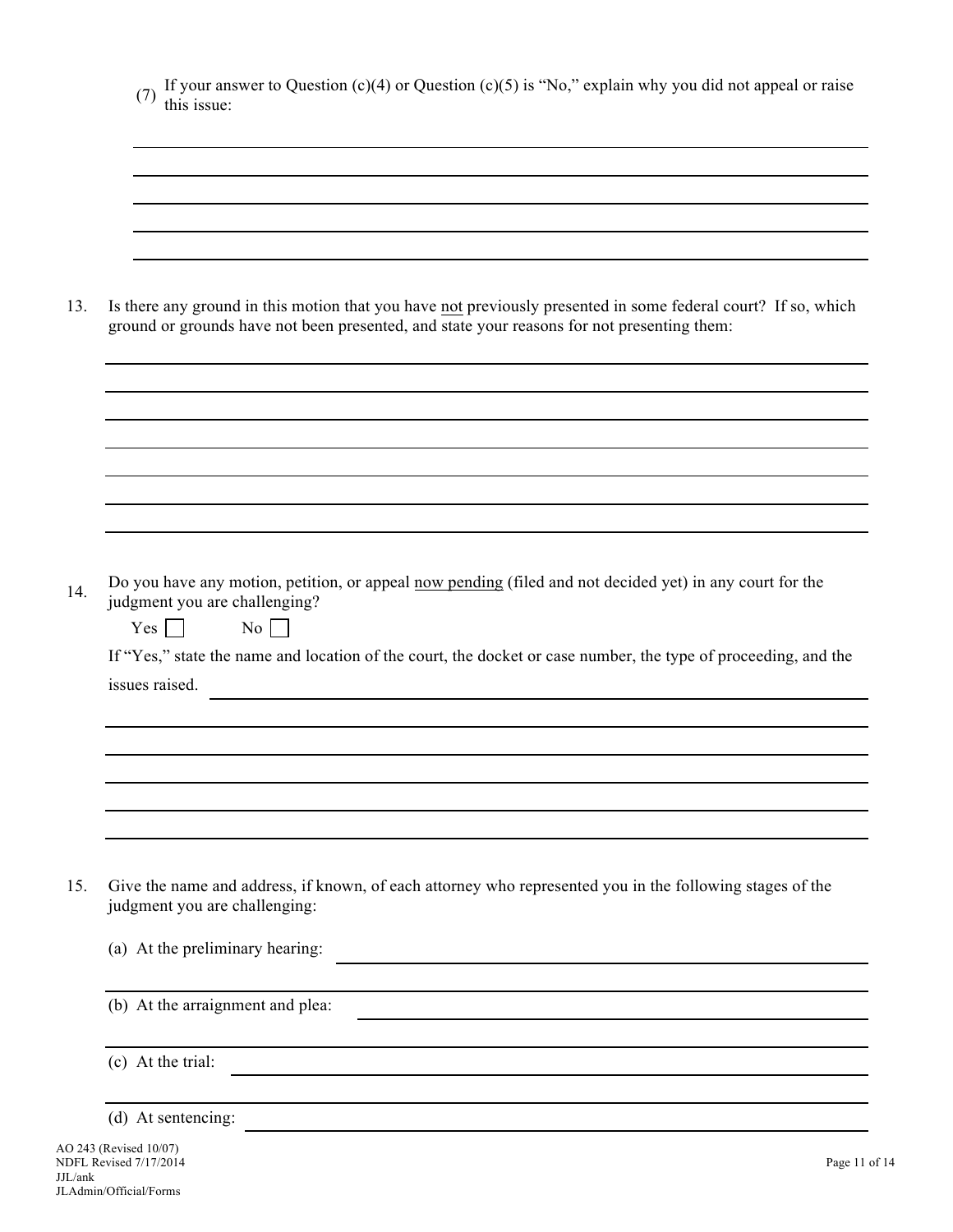(7) If your answer to Question (c)(4) or Question (c)(5) is "No," explain why you did not appeal or raise this issue:

_______________________________________________

_______________________________________________

_______________________________________________

_______________________________________________

_______________________________________________

13. Is there any ground in this motion that you have <u>not</u> previously presented in some federal court? If so, which ground or grounds have not been presented, and state your reasons for not presenting them:

_______________________________________________

_______________________________________________

_______________________________________________

_______________________________________________

_______________________________________________

_______________________________________________

_______________________________________________

14. Do you have any motion, petition, or appeal <u>now pending</u> (filed and not decided yet) in any court for the judgment you are challenging?

Yes ☐ No ☐

If "Yes," state the name and location of the court, the docket or case number, the type of proceeding, and the issues raised. _______________________________________________

_______________________________________________

_______________________________________________

_______________________________________________

_______________________________________________

_______________________________________________

15. Give the name and address, if known, of each attorney who represented you in the following stages of the judgment you are challenging:

(a) At the preliminary hearing: _______________________________________________

_______________________________________________

(b) At the arraignment and plea: _______________________________________________

_______________________________________________

(c) At the trial: _______________________________________________

_______________________________________________

(d) At sentencing: _______________________________________________

AO 243 (Revised 10/07)
NDFL Revised 7/17/2014
JJL/ank
JLAdmin/Official/Forms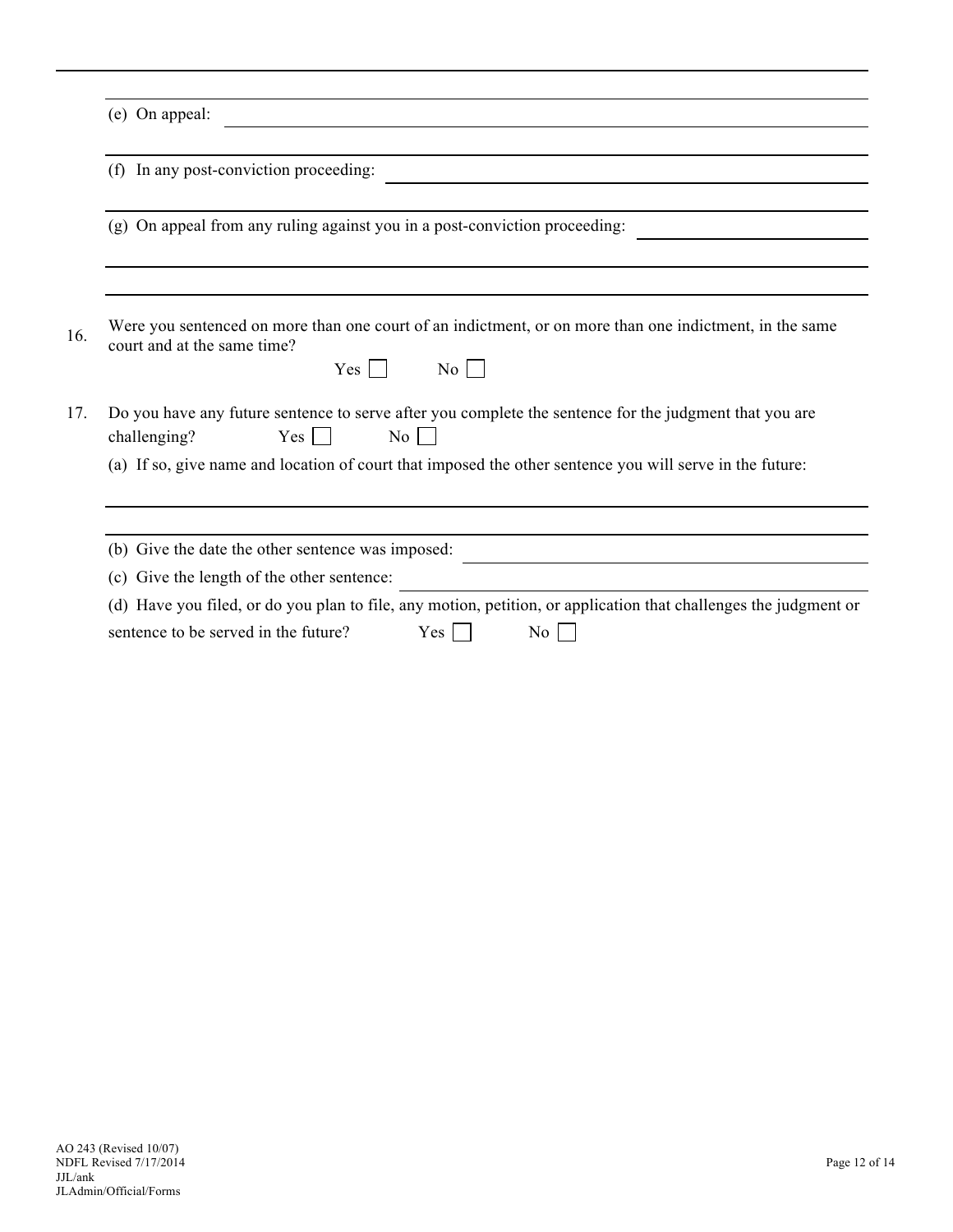(e) On appeal: ____________________________________________

(f) In any post-conviction proceeding: ____________________________________________

(g) On appeal from any ruling against you in a post-conviction proceeding: ____________________________________________

16. Were you sentenced on more than one court of an indictment, or on more than one indictment, in the same court and at the same time?

    Yes ☐ No ☐

17. Do you have any future sentence to serve after you complete the sentence for the judgment that you are challenging? Yes ☐ No ☐

    (a) If so, give name and location of court that imposed the other sentence you will serve in the future:

    ____________________________________________

    (b) Give the date the other sentence was imposed: ____________________________________________

    (c) Give the length of the other sentence: ____________________________________________

    (d) Have you filed, or do you plan to file, any motion, petition, or application that challenges the judgment or sentence to be served in the future? Yes ☐ No ☐

AO 243 (Revised 10/07)
NDFL Revised 7/17/2014
JJL/ank
JLAdmin/Official/Forms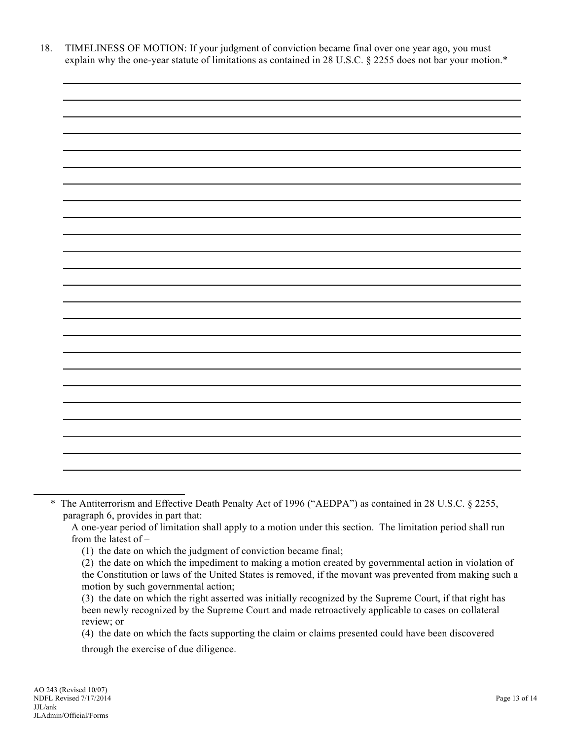18. TIMELINESS OF MOTION: If your judgment of conviction became final over one year ago, you must explain why the one-year statute of limitations as contained in 28 U.S.C. § 2255 does not bar your motion.*

\* The Antiterrorism and Effective Death Penalty Act of 1996 ("AEDPA") as contained in 28 U.S.C. § 2255, paragraph 6, provides in part that:

A one-year period of limitation shall apply to a motion under this section. The limitation period shall run from the latest of –

(1) the date on which the judgment of conviction became final;

(2) the date on which the impediment to making a motion created by governmental action in violation of the Constitution or laws of the United States is removed, if the movant was prevented from making such a motion by such governmental action;

(3) the date on which the right asserted was initially recognized by the Supreme Court, if that right has been newly recognized by the Supreme Court and made retroactively applicable to cases on collateral review; or

(4) the date on which the facts supporting the claim or claims presented could have been discovered through the exercise of due diligence.

AO 243 (Revised 10/07)
NDFL Revised 7/17/2014
JJL/ank
JLAdmin/Official/Forms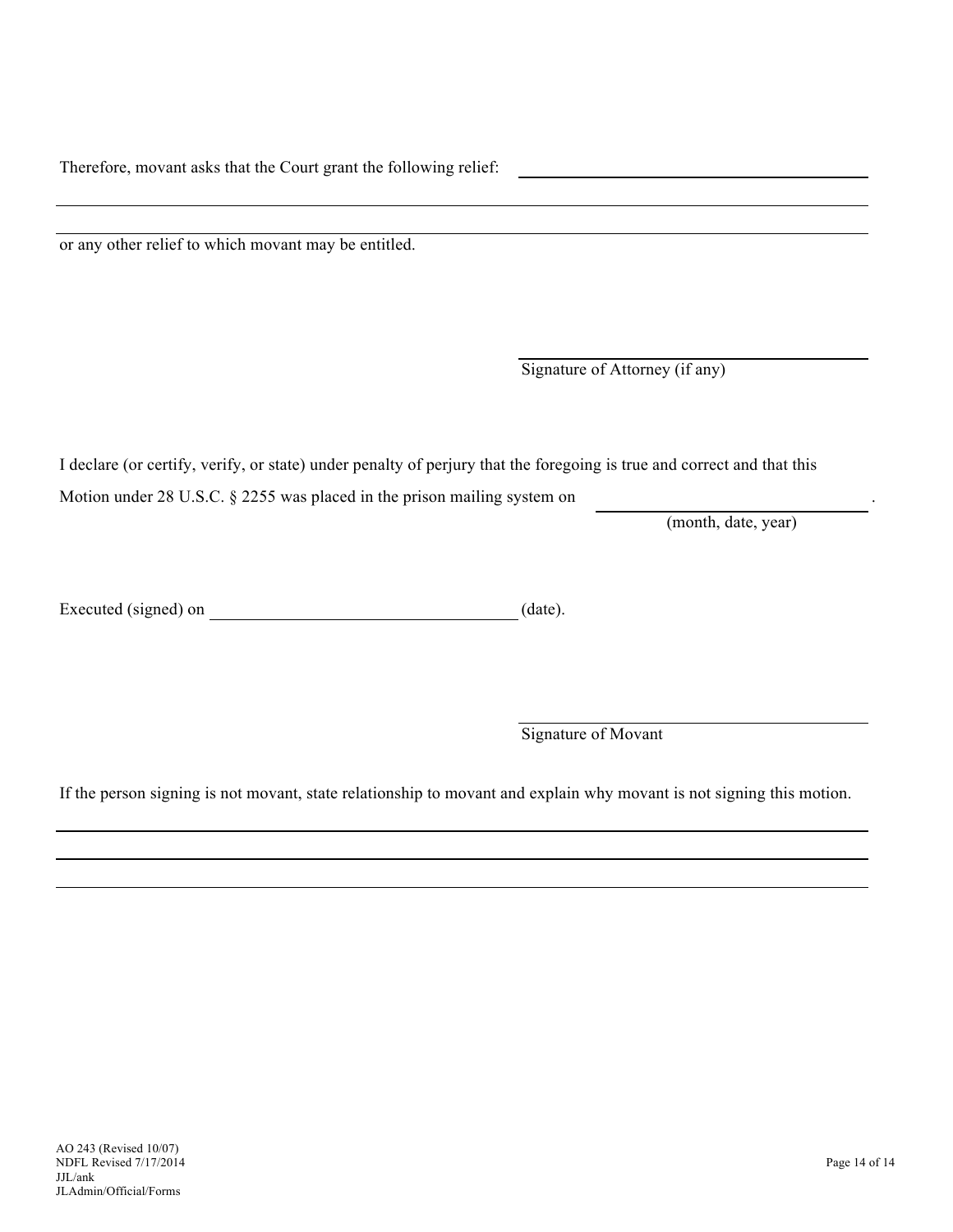Therefore, movant asks that the Court grant the following relief: ______________________________

______________________________________________________________________________

______________________________________________________________________________

or any other relief to which movant may be entitled.

______________________________
Signature of Attorney (if any)

I declare (or certify, verify, or state) under penalty of perjury that the foregoing is true and correct and that this Motion under 28 U.S.C. § 2255 was placed in the prison mailing system on ______________________.
(month, date, year)

Executed (signed) on ______________________ (date).

______________________________
Signature of Movant

If the person signing is not movant, state relationship to movant and explain why movant is not signing this motion.

______________________________________________________________________________

______________________________________________________________________________

______________________________________________________________________________

AO 243 (Revised 10/07)
NDFL Revised 7/17/2014
JJL/ank
JLAdmin/Official/Forms